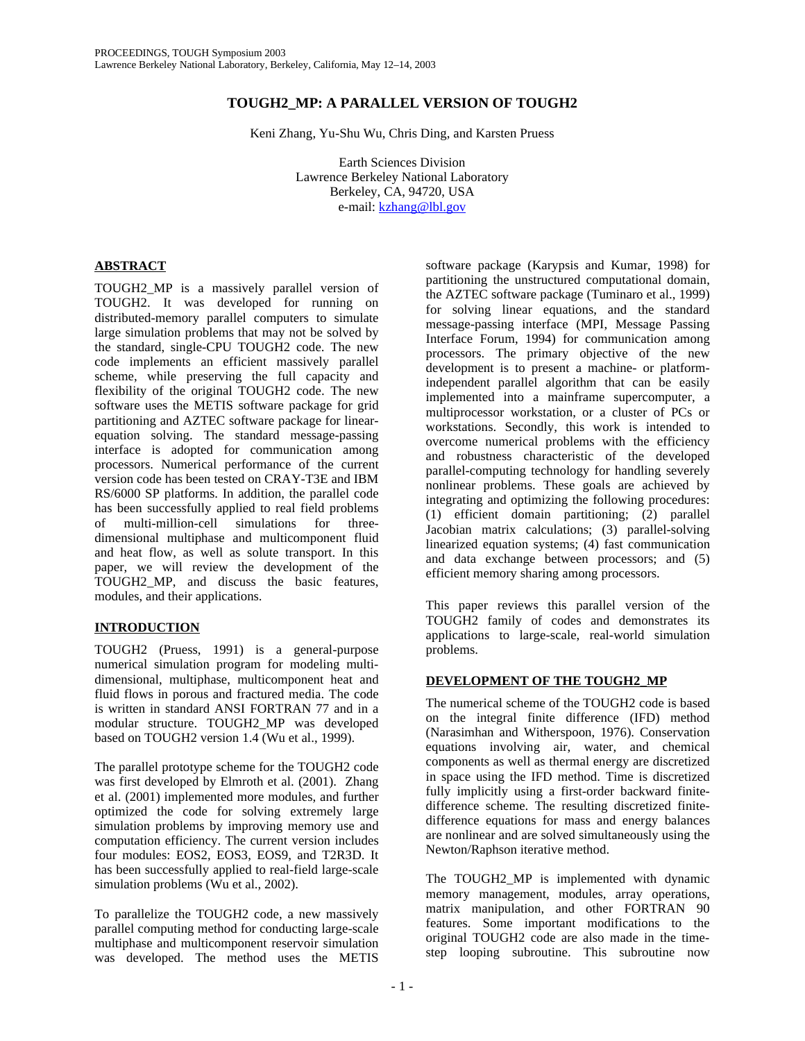# TOUGH2_MP: A PARALLEL VERSION OF TOUGH2

Keni Zhang, Yu-Shu Wu, Chris Ding, and Karsten Pruess

Earth Sciences Division
Lawrence Berkeley National Laboratory
Berkeley, CA, 94720, USA
e-mail: kzhang@lbl.gov

## ABSTRACT

TOUGH2_MP is a massively parallel version of TOUGH2. It was developed for running on distributed-memory parallel computers to simulate large simulation problems that may not be solved by the standard, single-CPU TOUGH2 code. The new code implements an efficient massively parallel scheme, while preserving the full capacity and flexibility of the original TOUGH2 code. The new software uses the METIS software package for grid partitioning and AZTEC software package for linear-equation solving. The standard message-passing interface is adopted for communication among processors. Numerical performance of the current version code has been tested on CRAY-T3E and IBM RS/6000 SP platforms. In addition, the parallel code has been successfully applied to real field problems of multi-million-cell simulations for three-dimensional multiphase and multicomponent fluid and heat flow, as well as solute transport. In this paper, we will review the development of the TOUGH2_MP, and discuss the basic features, modules, and their applications.

## INTRODUCTION

TOUGH2 (Pruess, 1991) is a general-purpose numerical simulation program for modeling multi-dimensional, multiphase, multicomponent heat and fluid flows in porous and fractured media. The code is written in standard ANSI FORTRAN 77 and in a modular structure. TOUGH2_MP was developed based on TOUGH2 version 1.4 (Wu et al., 1999).

The parallel prototype scheme for the TOUGH2 code was first developed by Elmroth et al. (2001). Zhang et al. (2001) implemented more modules, and further optimized the code for solving extremely large simulation problems by improving memory use and computation efficiency. The current version includes four modules: EOS2, EOS3, EOS9, and T2R3D. It has been successfully applied to real-field large-scale simulation problems (Wu et al., 2002).

To parallelize the TOUGH2 code, a new massively parallel computing method for conducting large-scale multiphase and multicomponent reservoir simulation was developed. The method uses the METIS software package (Karypsis and Kumar, 1998) for partitioning the unstructured computational domain, the AZTEC software package (Tuminaro et al., 1999) for solving linear equations, and the standard message-passing interface (MPI, Message Passing Interface Forum, 1994) for communication among processors. The primary objective of the new development is to present a machine- or platform-independent parallel algorithm that can be easily implemented into a mainframe supercomputer, a multiprocessor workstation, or a cluster of PCs or workstations. Secondly, this work is intended to overcome numerical problems with the efficiency and robustness characteristic of the developed parallel-computing technology for handling severely nonlinear problems. These goals are achieved by integrating and optimizing the following procedures: (1) efficient domain partitioning; (2) parallel Jacobian matrix calculations; (3) parallel-solving linearized equation systems; (4) fast communication and data exchange between processors; and (5) efficient memory sharing among processors.

This paper reviews this parallel version of the TOUGH2 family of codes and demonstrates its applications to large-scale, real-world simulation problems.

## DEVELOPMENT OF THE TOUGH2_MP

The numerical scheme of the TOUGH2 code is based on the integral finite difference (IFD) method (Narasimhan and Witherspoon, 1976). Conservation equations involving air, water, and chemical components as well as thermal energy are discretized in space using the IFD method. Time is discretized fully implicitly using a first-order backward finite-difference scheme. The resulting discretized finite-difference equations for mass and energy balances are nonlinear and are solved simultaneously using the Newton/Raphson iterative method.

The TOUGH2_MP is implemented with dynamic memory management, modules, array operations, matrix manipulation, and other FORTRAN 90 features. Some important modifications to the original TOUGH2 code are also made in the time-step looping subroutine. This subroutine now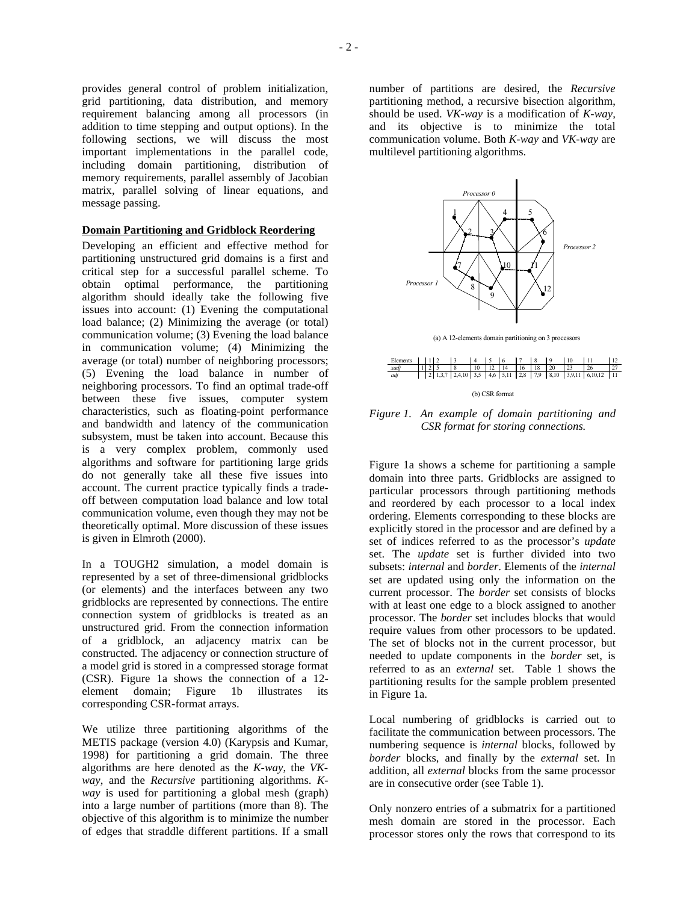provides general control of problem initialization, grid partitioning, data distribution, and memory requirement balancing among all processors (in addition to time stepping and output options). In the following sections, we will discuss the most important implementations in the parallel code, including domain partitioning, distribution of memory requirements, parallel assembly of Jacobian matrix, parallel solving of linear equations, and message passing.

**Domain Partitioning and Gridblock Reordering**

Developing an efficient and effective method for partitioning unstructured grid domains is a first and critical step for a successful parallel scheme. To obtain optimal performance, the partitioning algorithm should ideally take the following five issues into account: (1) Evening the computational load balance; (2) Minimizing the average (or total) communication volume; (3) Evening the load balance in communication volume; (4) Minimizing the average (or total) number of neighboring processors; (5) Evening the load balance in number of neighboring processors. To find an optimal trade-off between these five issues, computer system characteristics, such as floating-point performance and bandwidth and latency of the communication subsystem, must be taken into account. Because this is a very complex problem, commonly used algorithms and software for partitioning large grids do not generally take all these five issues into account. The current practice typically finds a trade-off between computation load balance and low total communication volume, even though they may not be theoretically optimal. More discussion of these issues is given in Elmroth (2000).

In a TOUGH2 simulation, a model domain is represented by a set of three-dimensional gridblocks (or elements) and the interfaces between any two gridblocks are represented by connections. The entire connection system of gridblocks is treated as an unstructured grid. From the connection information of a gridblock, an adjacency matrix can be constructed. The adjacency or connection structure of a model grid is stored in a compressed storage format (CSR). Figure 1a shows the connection of a 12-element domain; Figure 1b illustrates its corresponding CSR-format arrays.

We utilize three partitioning algorithms of the METIS package (version 4.0) (Karypsis and Kumar, 1998) for partitioning a grid domain. The three algorithms are here denoted as the *K-way*, the *VK-way*, and the *Recursive* partitioning algorithms. *K-way* is used for partitioning a global mesh (graph) into a large number of partitions (more than 8). The objective of this algorithm is to minimize the number of edges that straddle different partitions. If a small number of partitions are desired, the *Recursive* partitioning method, a recursive bisection algorithm, should be used. *VK-way* is a modification of *K-way*, and its objective is to minimize the total communication volume. Both *K-way* and *VK-way* are multilevel partitioning algorithms.

(a) A 12-elements domain partitioning on 3 processors

| Elements | | 1 | 2 | 3 | 4 | 5 | 6 | 7 | 8 | 9 | 10 | 11 | 12 |
|---|---|---|---|---|---|---|---|---|---|---|---|---|---|
| *xadj* | 1 | 2 | 5 | 8 | 10 | 12 | 14 | 16 | 18 | 20 | 23 | 26 | 27 |
| *adj* | | 2 | 1,3,7 | 2,4,10 | 3,5 | 4,6 | 5,11 | 2,8 | 7,9 | 8,10 | 3,9,11 | 6,10,12 | 11 |

(b) CSR format

*Figure 1. An example of domain partitioning and CSR format for storing connections.*

Figure 1a shows a scheme for partitioning a sample domain into three parts. Gridblocks are assigned to particular processors through partitioning methods and reordered by each processor to a local index ordering. Elements corresponding to these blocks are explicitly stored in the processor and are defined by a set of indices referred to as the processor's *update* set. The *update* set is further divided into two subsets: *internal* and *border*. Elements of the *internal* set are updated using only the information on the current processor. The *border* set consists of blocks with at least one edge to a block assigned to another processor. The *border* set includes blocks that would require values from other processors to be updated. The set of blocks not in the current processor, but needed to update components in the *border* set, is referred to as an *external* set. Table 1 shows the partitioning results for the sample problem presented in Figure 1a.

Local numbering of gridblocks is carried out to facilitate the communication between processors. The numbering sequence is *internal* blocks, followed by *border* blocks, and finally by the *external* set. In addition, all *external* blocks from the same processor are in consecutive order (see Table 1).

Only nonzero entries of a submatrix for a partitioned mesh domain are stored in the processor. Each processor stores only the rows that correspond to its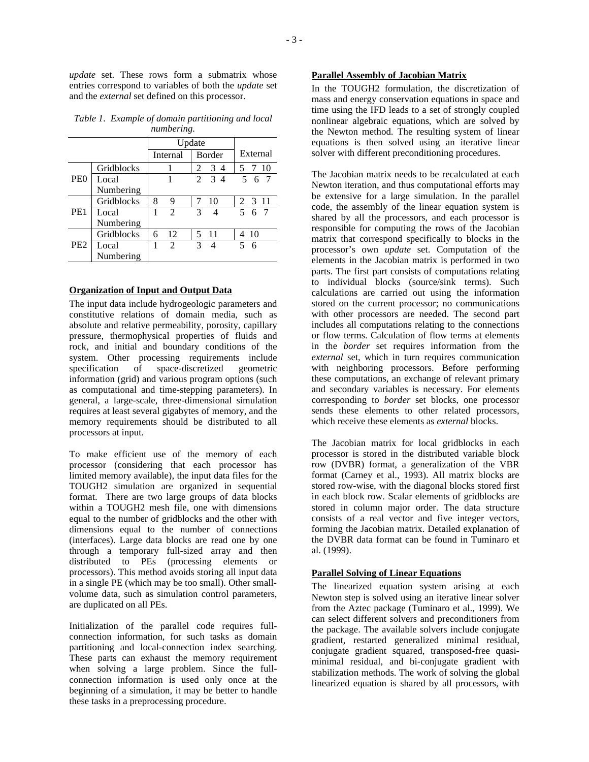*update* set. These rows form a submatrix whose entries correspond to variables of both the *update* set and the *external* set defined on this processor.

*Table 1. Example of domain partitioning and local numbering.*

| | | Update | | |
|---|---|---|---|---|
| | | Internal | Border | External |
| PE0 | Gridblocks | 1 | 2 3 4 | 5 7 10 |
| | Local Numbering | 1 | 2 3 4 | 5 6 7 |
| PE1 | Gridblocks | 8 9 | 7 10 | 2 3 11 |
| | Local Numbering | 1 2 | 3 4 | 5 6 7 |
| PE2 | Gridblocks | 6 12 | 5 11 | 4 10 |
| | Local Numbering | 1 2 | 3 4 | 5 6 |

**Organization of Input and Output Data**

The input data include hydrogeologic parameters and constitutive relations of domain media, such as absolute and relative permeability, porosity, capillary pressure, thermophysical properties of fluids and rock, and initial and boundary conditions of the system. Other processing requirements include specification of space-discretized geometric information (grid) and various program options (such as computational and time-stepping parameters). In general, a large-scale, three-dimensional simulation requires at least several gigabytes of memory, and the memory requirements should be distributed to all processors at input.

To make efficient use of the memory of each processor (considering that each processor has limited memory available), the input data files for the TOUGH2 simulation are organized in sequential format. There are two large groups of data blocks within a TOUGH2 mesh file, one with dimensions equal to the number of gridblocks and the other with dimensions equal to the number of connections (interfaces). Large data blocks are read one by one through a temporary full-sized array and then distributed to PEs (processing elements or processors). This method avoids storing all input data in a single PE (which may be too small). Other small-volume data, such as simulation control parameters, are duplicated on all PEs.

Initialization of the parallel code requires full-connection information, for such tasks as domain partitioning and local-connection index searching. These parts can exhaust the memory requirement when solving a large problem. Since the full-connection information is used only once at the beginning of a simulation, it may be better to handle these tasks in a preprocessing procedure.

**Parallel Assembly of Jacobian Matrix**

In the TOUGH2 formulation, the discretization of mass and energy conservation equations in space and time using the IFD leads to a set of strongly coupled nonlinear algebraic equations, which are solved by the Newton method. The resulting system of linear equations is then solved using an iterative linear solver with different preconditioning procedures.

The Jacobian matrix needs to be recalculated at each Newton iteration, and thus computational efforts may be extensive for a large simulation. In the parallel code, the assembly of the linear equation system is shared by all the processors, and each processor is responsible for computing the rows of the Jacobian matrix that correspond specifically to blocks in the processor's own *update* set. Computation of the elements in the Jacobian matrix is performed in two parts. The first part consists of computations relating to individual blocks (source/sink terms). Such calculations are carried out using the information stored on the current processor; no communications with other processors are needed. The second part includes all computations relating to the connections or flow terms. Calculation of flow terms at elements in the *border* set requires information from the *external* set, which in turn requires communication with neighboring processors. Before performing these computations, an exchange of relevant primary and secondary variables is necessary. For elements corresponding to *border* set blocks, one processor sends these elements to other related processors, which receive these elements as *external* blocks.

The Jacobian matrix for local gridblocks in each processor is stored in the distributed variable block row (DVBR) format, a generalization of the VBR format (Carney et al., 1993). All matrix blocks are stored row-wise, with the diagonal blocks stored first in each block row. Scalar elements of gridblocks are stored in column major order. The data structure consists of a real vector and five integer vectors, forming the Jacobian matrix. Detailed explanation of the DVBR data format can be found in Tuminaro et al. (1999).

**Parallel Solving of Linear Equations**

The linearized equation system arising at each Newton step is solved using an iterative linear solver from the Aztec package (Tuminaro et al., 1999). We can select different solvers and preconditioners from the package. The available solvers include conjugate gradient, restarted generalized minimal residual, conjugate gradient squared, transposed-free quasi-minimal residual, and bi-conjugate gradient with stabilization methods. The work of solving the global linearized equation is shared by all processors, with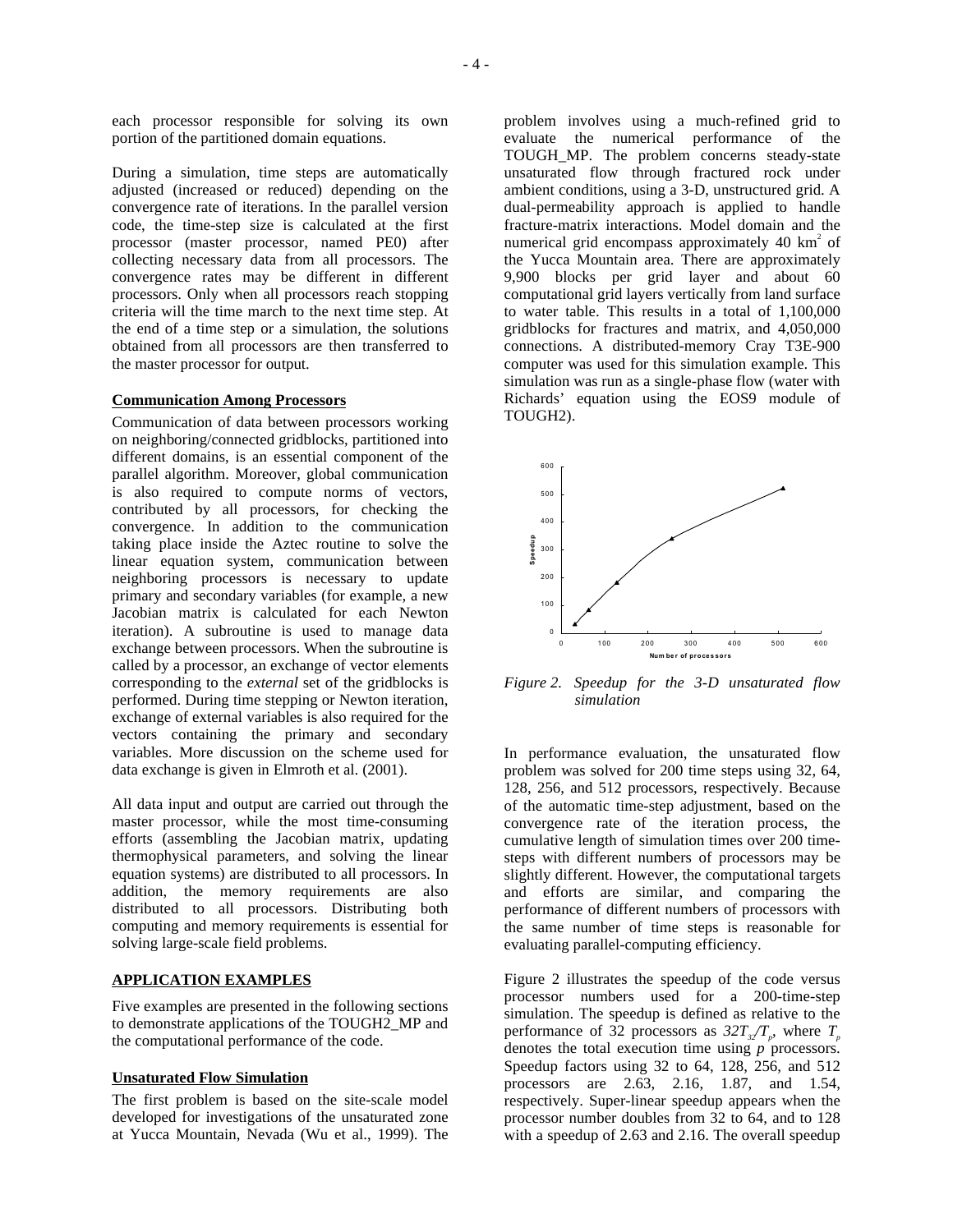each processor responsible for solving its own portion of the partitioned domain equations.

During a simulation, time steps are automatically adjusted (increased or reduced) depending on the convergence rate of iterations. In the parallel version code, the time-step size is calculated at the first processor (master processor, named PE0) after collecting necessary data from all processors. The convergence rates may be different in different processors. Only when all processors reach stopping criteria will the time march to the next time step. At the end of a time step or a simulation, the solutions obtained from all processors are then transferred to the master processor for output.

### Communication Among Processors

Communication of data between processors working on neighboring/connected gridblocks, partitioned into different domains, is an essential component of the parallel algorithm. Moreover, global communication is also required to compute norms of vectors, contributed by all processors, for checking the convergence. In addition to the communication taking place inside the Aztec routine to solve the linear equation system, communication between neighboring processors is necessary to update primary and secondary variables (for example, a new Jacobian matrix is calculated for each Newton iteration). A subroutine is used to manage data exchange between processors. When the subroutine is called by a processor, an exchange of vector elements corresponding to the *external* set of the gridblocks is performed. During time stepping or Newton iteration, exchange of external variables is also required for the vectors containing the primary and secondary variables. More discussion on the scheme used for data exchange is given in Elmroth et al. (2001).

All data input and output are carried out through the master processor, while the most time-consuming efforts (assembling the Jacobian matrix, updating thermophysical parameters, and solving the linear equation systems) are distributed to all processors. In addition, the memory requirements are also distributed to all processors. Distributing both computing and memory requirements is essential for solving large-scale field problems.

## APPLICATION EXAMPLES

Five examples are presented in the following sections to demonstrate applications of the TOUGH2_MP and the computational performance of the code.

### Unsaturated Flow Simulation

The first problem is based on the site-scale model developed for investigations of the unsaturated zone at Yucca Mountain, Nevada (Wu et al., 1999). The problem involves using a much-refined grid to evaluate the numerical performance of the TOUGH_MP. The problem concerns steady-state unsaturated flow through fractured rock under ambient conditions, using a 3-D, unstructured grid. A dual-permeability approach is applied to handle fracture-matrix interactions. Model domain and the numerical grid encompass approximately 40 $km^2$ of the Yucca Mountain area. There are approximately 9,900 blocks per grid layer and about 60 computational grid layers vertically from land surface to water table. This results in a total of 1,100,000 gridblocks for fractures and matrix, and 4,050,000 connections. A distributed-memory Cray T3E-900 computer was used for this simulation example. This simulation was run as a single-phase flow (water with Richards' equation using the EOS9 module of TOUGH2).

*Figure 2. Speedup for the 3-D unsaturated flow simulation*

In performance evaluation, the unsaturated flow problem was solved for 200 time steps using 32, 64, 128, 256, and 512 processors, respectively. Because of the automatic time-step adjustment, based on the convergence rate of the iteration process, the cumulative length of simulation times over 200 time-steps with different numbers of processors may be slightly different. However, the computational targets and efforts are similar, and comparing the performance of different numbers of processors with the same number of time steps is reasonable for evaluating parallel-computing efficiency.

Figure 2 illustrates the speedup of the code versus processor numbers used for a 200-time-step simulation. The speedup is defined as relative to the performance of 32 processors as $32T_{32}/T_p$, where $T_p$ denotes the total execution time using $p$ processors. Speedup factors using 32 to 64, 128, 256, and 512 processors are 2.63, 2.16, 1.87, and 1.54, respectively. Super-linear speedup appears when the processor number doubles from 32 to 64, and to 128 with a speedup of 2.63 and 2.16. The overall speedup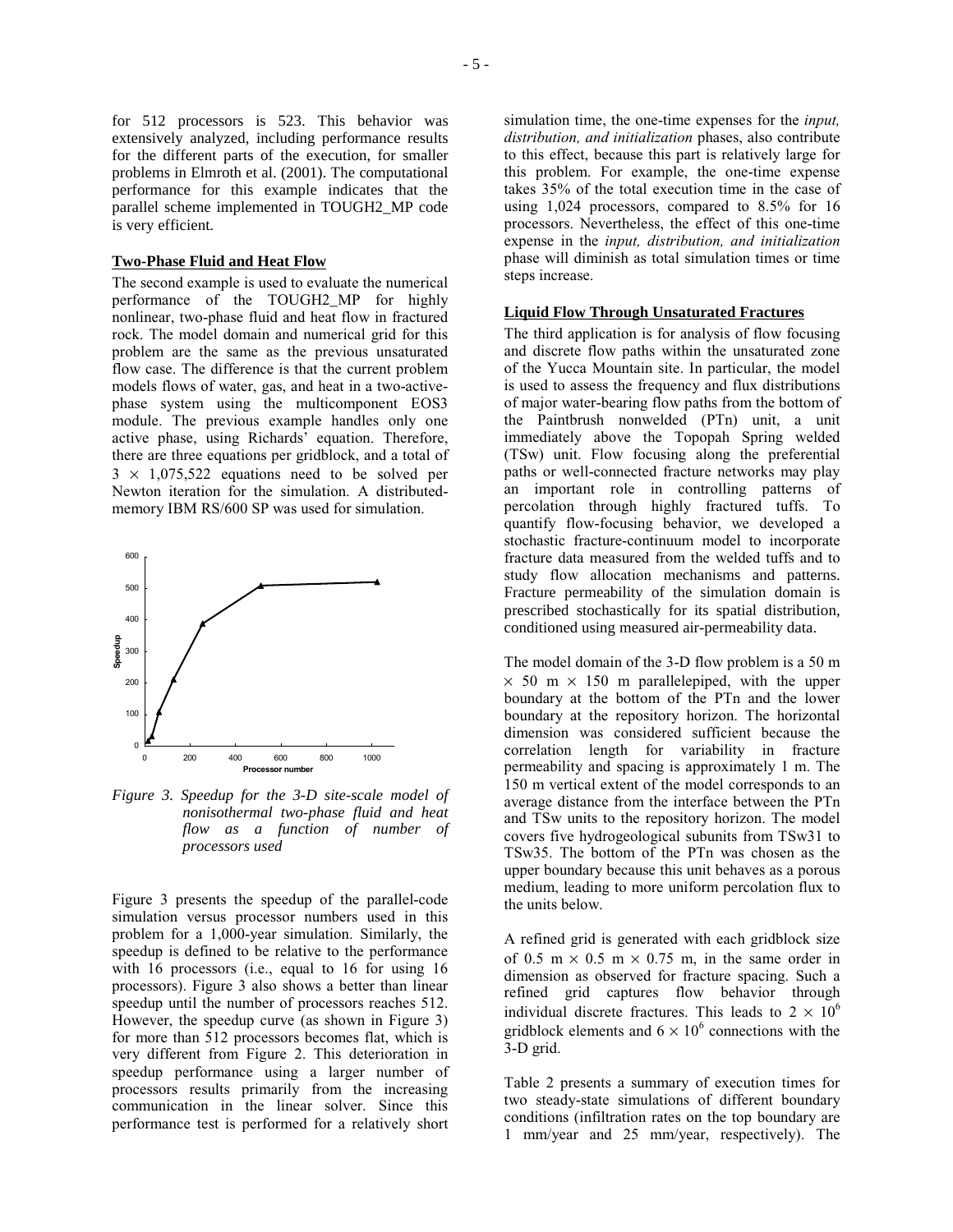for 512 processors is 523. This behavior was extensively analyzed, including performance results for the different parts of the execution, for smaller problems in Elmroth et al. (2001). The computational performance for this example indicates that the parallel scheme implemented in TOUGH2_MP code is very efficient.

**Two-Phase Fluid and Heat Flow**

The second example is used to evaluate the numerical performance of the TOUGH2_MP for highly nonlinear, two-phase fluid and heat flow in fractured rock. The model domain and numerical grid for this problem are the same as the previous unsaturated flow case. The difference is that the current problem models flows of water, gas, and heat in a two-active-phase system using the multicomponent EOS3 module. The previous example handles only one active phase, using Richards' equation. Therefore, there are three equations per gridblock, and a total of $3 \times 1{,}075{,}522$ equations need to be solved per Newton iteration for the simulation. A distributed-memory IBM RS/600 SP was used for simulation.

*Figure 3. Speedup for the 3-D site-scale model of nonisothermal two-phase fluid and heat flow as a function of number of processors used*

Figure 3 presents the speedup of the parallel-code simulation versus processor numbers used in this problem for a 1,000-year simulation. Similarly, the speedup is defined to be relative to the performance with 16 processors (i.e., equal to 16 for using 16 processors). Figure 3 also shows a better than linear speedup until the number of processors reaches 512. However, the speedup curve (as shown in Figure 3) for more than 512 processors becomes flat, which is very different from Figure 2. This deterioration in speedup performance using a larger number of processors results primarily from the increasing communication in the linear solver. Since this performance test is performed for a relatively short simulation time, the one-time expenses for the *input, distribution, and initialization* phases, also contribute to this effect, because this part is relatively large for this problem. For example, the one-time expense takes 35% of the total execution time in the case of using 1,024 processors, compared to 8.5% for 16 processors. Nevertheless, the effect of this one-time expense in the *input, distribution, and initialization* phase will diminish as total simulation times or time steps increase.

**Liquid Flow Through Unsaturated Fractures**

The third application is for analysis of flow focusing and discrete flow paths within the unsaturated zone of the Yucca Mountain site. In particular, the model is used to assess the frequency and flux distributions of major water-bearing flow paths from the bottom of the Paintbrush nonwelded (PTn) unit, a unit immediately above the Topopah Spring welded (TSw) unit. Flow focusing along the preferential paths or well-connected fracture networks may play an important role in controlling patterns of percolation through highly fractured tuffs. To quantify flow-focusing behavior, we developed a stochastic fracture-continuum model to incorporate fracture data measured from the welded tuffs and to study flow allocation mechanisms and patterns. Fracture permeability of the simulation domain is prescribed stochastically for its spatial distribution, conditioned using measured air-permeability data.

The model domain of the 3-D flow problem is a 50 m $\times$ 50 m $\times$ 150 m parallelepiped, with the upper boundary at the bottom of the PTn and the lower boundary at the repository horizon. The horizontal dimension was considered sufficient because the correlation length for variability in fracture permeability and spacing is approximately 1 m. The 150 m vertical extent of the model corresponds to an average distance from the interface between the PTn and TSw units to the repository horizon. The model covers five hydrogeological subunits from TSw31 to TSw35. The bottom of the PTn was chosen as the upper boundary because this unit behaves as a porous medium, leading to more uniform percolation flux to the units below.

A refined grid is generated with each gridblock size of 0.5 m $\times$ 0.5 m $\times$ 0.75 m, in the same order in dimension as observed for fracture spacing. Such a refined grid captures flow behavior through individual discrete fractures. This leads to $2 \times 10^6$ gridblock elements and $6 \times 10^6$ connections with the 3-D grid.

Table 2 presents a summary of execution times for two steady-state simulations of different boundary conditions (infiltration rates on the top boundary are 1 mm/year and 25 mm/year, respectively). The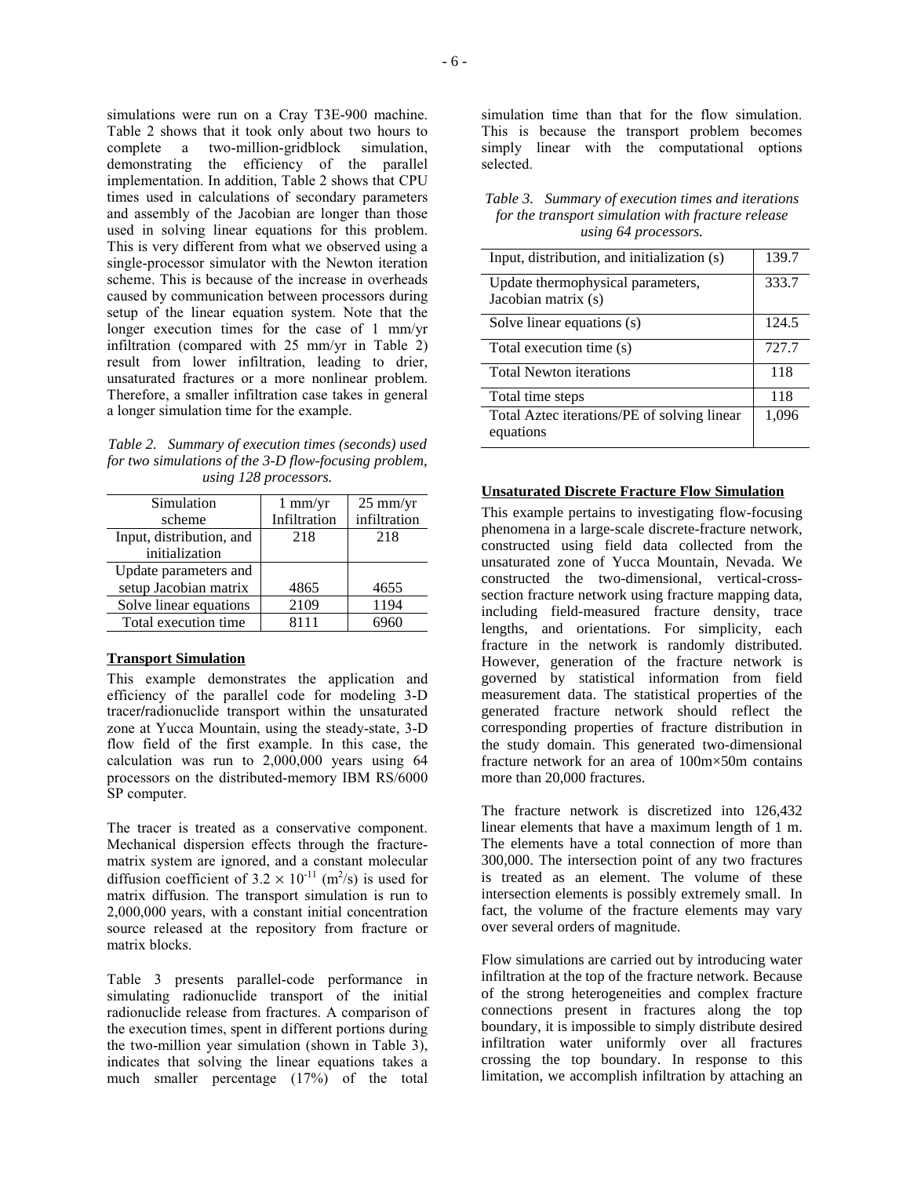simulations were run on a Cray T3E-900 machine. Table 2 shows that it took only about two hours to complete a two-million-gridblock simulation, demonstrating the efficiency of the parallel implementation. In addition, Table 2 shows that CPU times used in calculations of secondary parameters and assembly of the Jacobian are longer than those used in solving linear equations for this problem. This is very different from what we observed using a single-processor simulator with the Newton iteration scheme. This is because of the increase in overheads caused by communication between processors during setup of the linear equation system. Note that the longer execution times for the case of 1 mm/yr infiltration (compared with 25 mm/yr in Table 2) result from lower infiltration, leading to drier, unsaturated fractures or a more nonlinear problem. Therefore, a smaller infiltration case takes in general a longer simulation time for the example.

*Table 2. Summary of execution times (seconds) used for two simulations of the 3-D flow-focusing problem, using 128 processors.*

| Simulation scheme | 1 mm/yr Infiltration | 25 mm/yr infiltration |
|---|---|---|
| Input, distribution, and initialization | 218 | 218 |
| Update parameters and setup Jacobian matrix | 4865 | 4655 |
| Solve linear equations | 2109 | 1194 |
| Total execution time | 8111 | 6960 |

**Transport Simulation**

This example demonstrates the application and efficiency of the parallel code for modeling 3-D tracer/radionuclide transport within the unsaturated zone at Yucca Mountain, using the steady-state, 3-D flow field of the first example. In this case, the calculation was run to 2,000,000 years using 64 processors on the distributed-memory IBM RS/6000 SP computer.

The tracer is treated as a conservative component. Mechanical dispersion effects through the fracture-matrix system are ignored, and a constant molecular diffusion coefficient of $3.2 \times 10^{-11}$ ($m^2$/s) is used for matrix diffusion. The transport simulation is run to 2,000,000 years, with a constant initial concentration source released at the repository from fracture or matrix blocks.

Table 3 presents parallel-code performance in simulating radionuclide transport of the initial radionuclide release from fractures. A comparison of the execution times, spent in different portions during the two-million year simulation (shown in Table 3), indicates that solving the linear equations takes a much smaller percentage (17%) of the total simulation time than that for the flow simulation. This is because the transport problem becomes simply linear with the computational options selected.

*Table 3. Summary of execution times and iterations for the transport simulation with fracture release using 64 processors.*

| | |
|---|---|
| Input, distribution, and initialization (s) | 139.7 |
| Update thermophysical parameters, Jacobian matrix (s) | 333.7 |
| Solve linear equations (s) | 124.5 |
| Total execution time (s) | 727.7 |
| Total Newton iterations | 118 |
| Total time steps | 118 |
| Total Aztec iterations/PE of solving linear equations | 1,096 |

**Unsaturated Discrete Fracture Flow Simulation**

This example pertains to investigating flow-focusing phenomena in a large-scale discrete-fracture network, constructed using field data collected from the unsaturated zone of Yucca Mountain, Nevada. We constructed the two-dimensional, vertical-cross-section fracture network using fracture mapping data, including field-measured fracture density, trace lengths, and orientations. For simplicity, each fracture in the network is randomly distributed. However, generation of the fracture network is governed by statistical information from field measurement data. The statistical properties of the generated fracture network should reflect the corresponding properties of fracture distribution in the study domain. This generated two-dimensional fracture network for an area of 100m×50m contains more than 20,000 fractures.

The fracture network is discretized into 126,432 linear elements that have a maximum length of 1 m. The elements have a total connection of more than 300,000. The intersection point of any two fractures is treated as an element. The volume of these intersection elements is possibly extremely small. In fact, the volume of the fracture elements may vary over several orders of magnitude.

Flow simulations are carried out by introducing water infiltration at the top of the fracture network. Because of the strong heterogeneities and complex fracture connections present in fractures along the top boundary, it is impossible to simply distribute desired infiltration water uniformly over all fractures crossing the top boundary. In response to this limitation, we accomplish infiltration by attaching an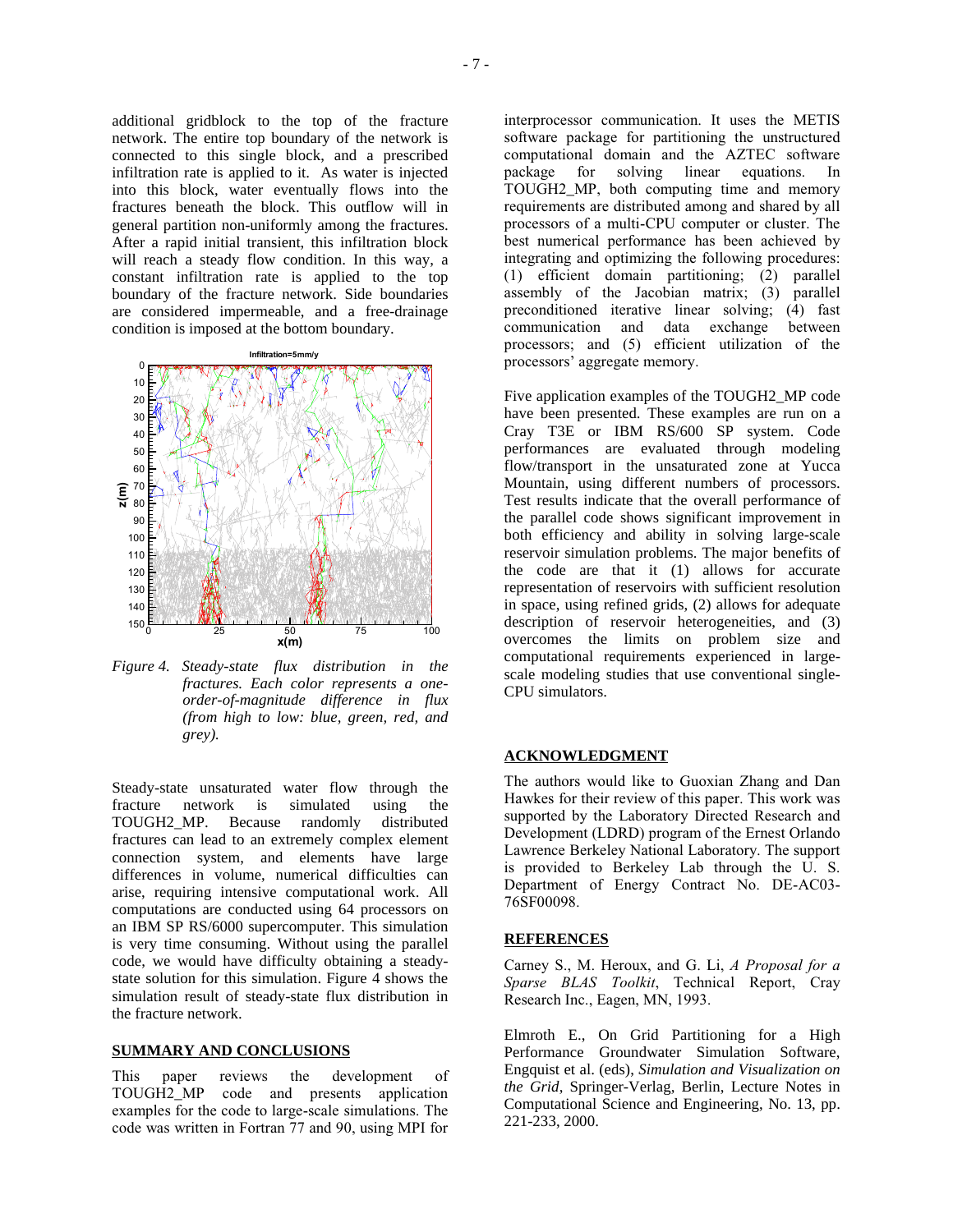additional gridblock to the top of the fracture network. The entire top boundary of the network is connected to this single block, and a prescribed infiltration rate is applied to it. As water is injected into this block, water eventually flows into the fractures beneath the block. This outflow will in general partition non-uniformly among the fractures. After a rapid initial transient, this infiltration block will reach a steady flow condition. In this way, a constant infiltration rate is applied to the top boundary of the fracture network. Side boundaries are considered impermeable, and a free-drainage condition is imposed at the bottom boundary.

*Figure 4. Steady-state flux distribution in the fractures. Each color represents a one-order-of-magnitude difference in flux (from high to low: blue, green, red, and grey).*

Steady-state unsaturated water flow through the fracture network is simulated using the TOUGH2_MP. Because randomly distributed fractures can lead to an extremely complex element connection system, and elements have large differences in volume, numerical difficulties can arise, requiring intensive computational work. All computations are conducted using 64 processors on an IBM SP RS/6000 supercomputer. This simulation is very time consuming. Without using the parallel code, we would have difficulty obtaining a steady-state solution for this simulation. Figure 4 shows the simulation result of steady-state flux distribution in the fracture network.

## SUMMARY AND CONCLUSIONS

This paper reviews the development of TOUGH2_MP code and presents application examples for the code to large-scale simulations. The code was written in Fortran 77 and 90, using MPI for interprocessor communication. It uses the METIS software package for partitioning the unstructured computational domain and the AZTEC software package for solving linear equations. In TOUGH2_MP, both computing time and memory requirements are distributed among and shared by all processors of a multi-CPU computer or cluster. The best numerical performance has been achieved by integrating and optimizing the following procedures: (1) efficient domain partitioning; (2) parallel assembly of the Jacobian matrix; (3) parallel preconditioned iterative linear solving; (4) fast communication and data exchange between processors; and (5) efficient utilization of the processors' aggregate memory.

Five application examples of the TOUGH2_MP code have been presented. These examples are run on a Cray T3E or IBM RS/600 SP system. Code performances are evaluated through modeling flow/transport in the unsaturated zone at Yucca Mountain, using different numbers of processors. Test results indicate that the overall performance of the parallel code shows significant improvement in both efficiency and ability in solving large-scale reservoir simulation problems. The major benefits of the code are that it (1) allows for accurate representation of reservoirs with sufficient resolution in space, using refined grids, (2) allows for adequate description of reservoir heterogeneities, and (3) overcomes the limits on problem size and computational requirements experienced in large-scale modeling studies that use conventional single-CPU simulators.

## ACKNOWLEDGMENT

The authors would like to Guoxian Zhang and Dan Hawkes for their review of this paper. This work was supported by the Laboratory Directed Research and Development (LDRD) program of the Ernest Orlando Lawrence Berkeley National Laboratory. The support is provided to Berkeley Lab through the U. S. Department of Energy Contract No. DE-AC03-76SF00098.

## REFERENCES

Carney S., M. Heroux, and G. Li, *A Proposal for a Sparse BLAS Toolkit*, Technical Report, Cray Research Inc., Eagen, MN, 1993.

Elmroth E., On Grid Partitioning for a High Performance Groundwater Simulation Software, Engquist et al. (eds), *Simulation and Visualization on the Grid*, Springer-Verlag, Berlin, Lecture Notes in Computational Science and Engineering, No. 13, pp. 221-233, 2000.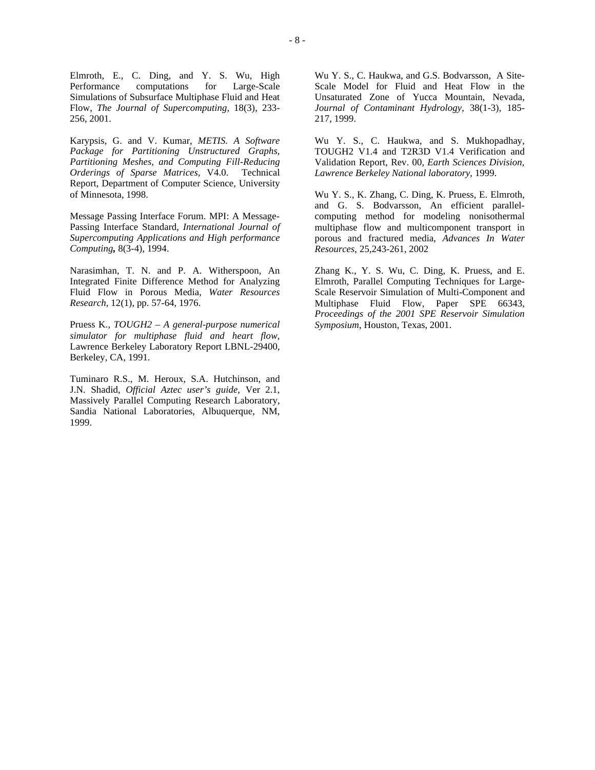Elmroth, E., C. Ding, and Y. S. Wu, High Performance computations for Large-Scale Simulations of Subsurface Multiphase Fluid and Heat Flow, *The Journal of Supercomputing*, 18(3), 233-256, 2001.

Karypsis, G. and V. Kumar, *METIS. A Software Package for Partitioning Unstructured Graphs, Partitioning Meshes, and Computing Fill-Reducing Orderings of Sparse Matrices*, V4.0. Technical Report, Department of Computer Science, University of Minnesota, 1998.

Message Passing Interface Forum. MPI: A Message-Passing Interface Standard, *International Journal of Supercomputing Applications and High performance Computing*, 8(3-4), 1994.

Narasimhan, T. N. and P. A. Witherspoon, An Integrated Finite Difference Method for Analyzing Fluid Flow in Porous Media, *Water Resources Research*, 12(1), pp. 57-64, 1976.

Pruess K., *TOUGH2 – A general-purpose numerical simulator for multiphase fluid and heart flow*, Lawrence Berkeley Laboratory Report LBNL-29400, Berkeley, CA, 1991.

Tuminaro R.S., M. Heroux, S.A. Hutchinson, and J.N. Shadid, *Official Aztec user's guide*, Ver 2.1, Massively Parallel Computing Research Laboratory, Sandia National Laboratories, Albuquerque, NM, 1999.

Wu Y. S., C. Haukwa, and G.S. Bodvarsson, A Site-Scale Model for Fluid and Heat Flow in the Unsaturated Zone of Yucca Mountain, Nevada, *Journal of Contaminant Hydrology*, 38(1-3), 185-217, 1999.

Wu Y. S., C. Haukwa, and S. Mukhopadhay, TOUGH2 V1.4 and T2R3D V1.4 Verification and Validation Report, Rev. 00, *Earth Sciences Division, Lawrence Berkeley National laboratory*, 1999.

Wu Y. S., K. Zhang, C. Ding, K. Pruess, E. Elmroth, and G. S. Bodvarsson, An efficient parallel-computing method for modeling nonisothermal multiphase flow and multicomponent transport in porous and fractured media, *Advances In Water Resources*, 25,243-261, 2002

Zhang K., Y. S. Wu, C. Ding, K. Pruess, and E. Elmroth, Parallel Computing Techniques for Large-Scale Reservoir Simulation of Multi-Component and Multiphase Fluid Flow, Paper SPE 66343, *Proceedings of the 2001 SPE Reservoir Simulation Symposium*, Houston, Texas, 2001.